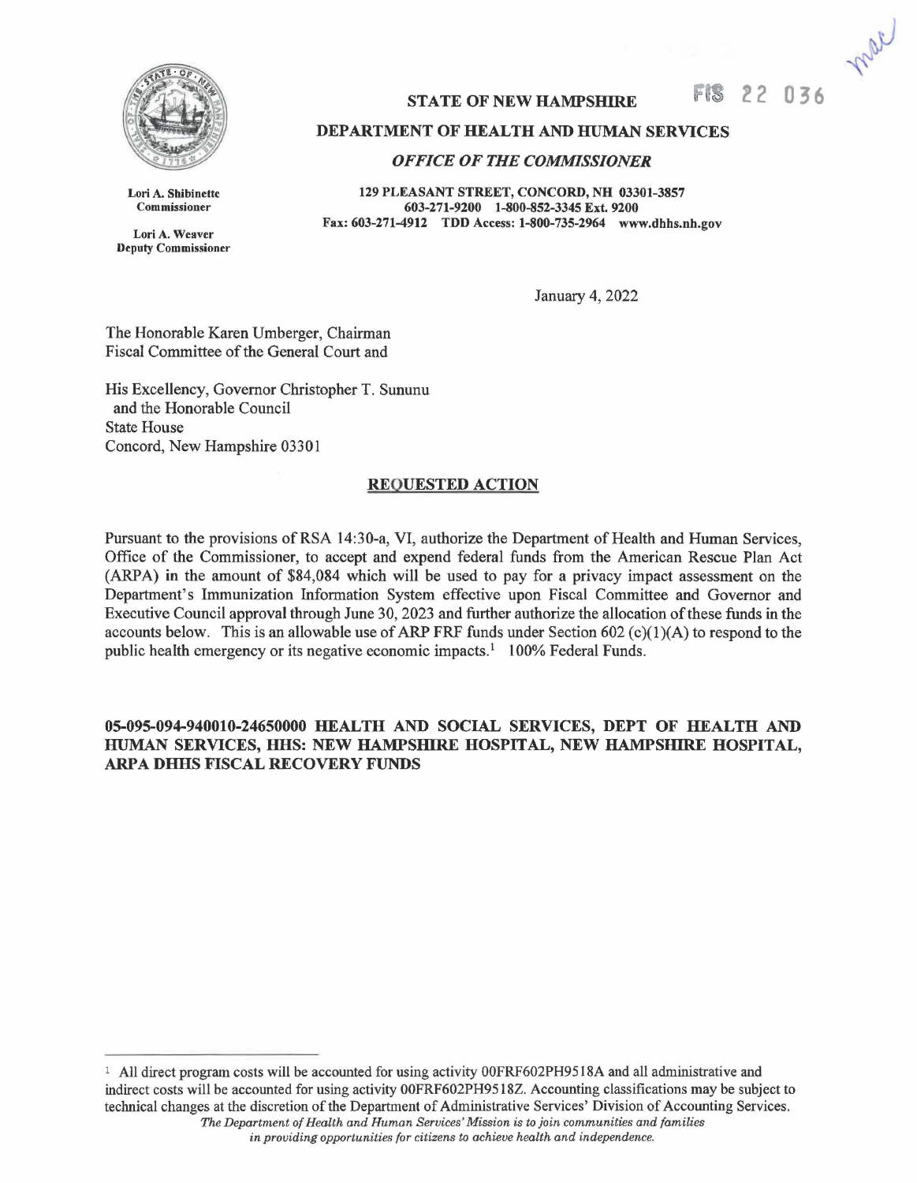**STATE OF NEW HAMPSHIRE**

**FIS 22 036**

**DEPARTMENT OF HEALTH AND HUMAN SERVICES**

***OFFICE OF THE COMMISSIONER***

**Lori A. Shibinette**
**Commissioner**

**Lori A. Weaver**
**Deputy Commissioner**

**129 PLEASANT STREET, CONCORD, NH 03301-3857**
**603-271-9200 1-800-852-3345 Ext. 9200**
**Fax: 603-271-4912 TDD Access: 1-800-735-2964 www.dhhs.nh.gov**

January 4, 2022

The Honorable Karen Umberger, Chairman
Fiscal Committee of the General Court and

His Excellency, Governor Christopher T. Sununu
and the Honorable Council
State House
Concord, New Hampshire 03301

**REQUESTED ACTION**

Pursuant to the provisions of RSA 14:30-a, VI, authorize the Department of Health and Human Services, Office of the Commissioner, to accept and expend federal funds from the American Rescue Plan Act (ARPA) in the amount of $84,084 which will be used to pay for a privacy impact assessment on the Department's Immunization Information System effective upon Fiscal Committee and Governor and Executive Council approval through June 30, 2023 and further authorize the allocation of these funds in the accounts below. This is an allowable use of ARP FRF funds under Section 602 (c)(1)(A) to respond to the public health emergency or its negative economic impacts.[1] 100% Federal Funds.

**05-095-094-940010-24650000 HEALTH AND SOCIAL SERVICES, DEPT OF HEALTH AND HUMAN SERVICES, HHS: NEW HAMPSHIRE HOSPITAL, NEW HAMPSHIRE HOSPITAL, ARPA DHHS FISCAL RECOVERY FUNDS**

[1] All direct program costs will be accounted for using activity 00FRF602PH9518A and all administrative and indirect costs will be accounted for using activity 00FRF602PH9518Z. Accounting classifications may be subject to technical changes at the discretion of the Department of Administrative Services' Division of Accounting Services.

*The Department of Health and Human Services' Mission is to join communities and families in providing opportunities for citizens to achieve health and independence.*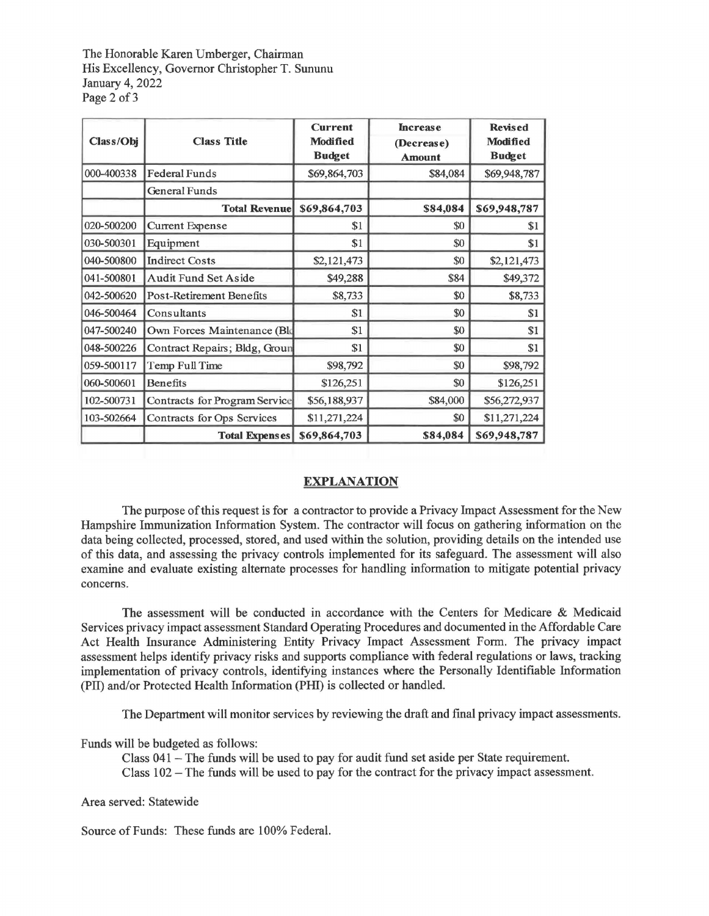The Honorable Karen Umberger, Chairman
His Excellency, Governor Christopher T. Sununu
January 4, 2022

| Class/Obj | Class Title | Current Modified Budget | Increase (Decrease) Amount | Revised Modified Budget |
|---|---|---|---|---|
| 000-400338 | Federal Funds | $69,864,703 | $84,084 | $69,948,787 |
| | General Funds | | | |
| | **Total Revenue** | **$69,864,703** | **$84,084** | **$69,948,787** |
| 020-500200 | Current Expense | $1 | $0 | $1 |
| 030-500301 | Equipment | $1 | $0 | $1 |
| 040-500800 | Indirect Costs | $2,121,473 | $0 | $2,121,473 |
| 041-500801 | Audit Fund Set Aside | $49,288 | $84 | $49,372 |
| 042-500620 | Post-Retirement Benefits | $8,733 | $0 | $8,733 |
| 046-500464 | Consultants | $1 | $0 | $1 |
| 047-500240 | Own Forces Maintenance (Bld | $1 | $0 | $1 |
| 048-500226 | Contract Repairs; Bldg, Groun | $1 | $0 | $1 |
| 059-500117 | Temp Full Time | $98,792 | $0 | $98,792 |
| 060-500601 | Benefits | $126,251 | $0 | $126,251 |
| 102-500731 | Contracts for Program Service | $56,188,937 | $84,000 | $56,272,937 |
| 103-502664 | Contracts for Ops Services | $11,271,224 | $0 | $11,271,224 |
| | **Total Expenses** | **$69,864,703** | **$84,084** | **$69,948,787** |

## EXPLANATION

The purpose of this request is for a contractor to provide a Privacy Impact Assessment for the New Hampshire Immunization Information System. The contractor will focus on gathering information on the data being collected, processed, stored, and used within the solution, providing details on the intended use of this data, and assessing the privacy controls implemented for its safeguard. The assessment will also examine and evaluate existing alternate processes for handling information to mitigate potential privacy concerns.

The assessment will be conducted in accordance with the Centers for Medicare & Medicaid Services privacy impact assessment Standard Operating Procedures and documented in the Affordable Care Act Health Insurance Administering Entity Privacy Impact Assessment Form. The privacy impact assessment helps identify privacy risks and supports compliance with federal regulations or laws, tracking implementation of privacy controls, identifying instances where the Personally Identifiable Information (PII) and/or Protected Health Information (PHI) is collected or handled.

The Department will monitor services by reviewing the draft and final privacy impact assessments.

Funds will be budgeted as follows:

Class 041 – The funds will be used to pay for audit fund set aside per State requirement.
Class 102 – The funds will be used to pay for the contract for the privacy impact assessment.

Area served: Statewide

Source of Funds: These funds are 100% Federal.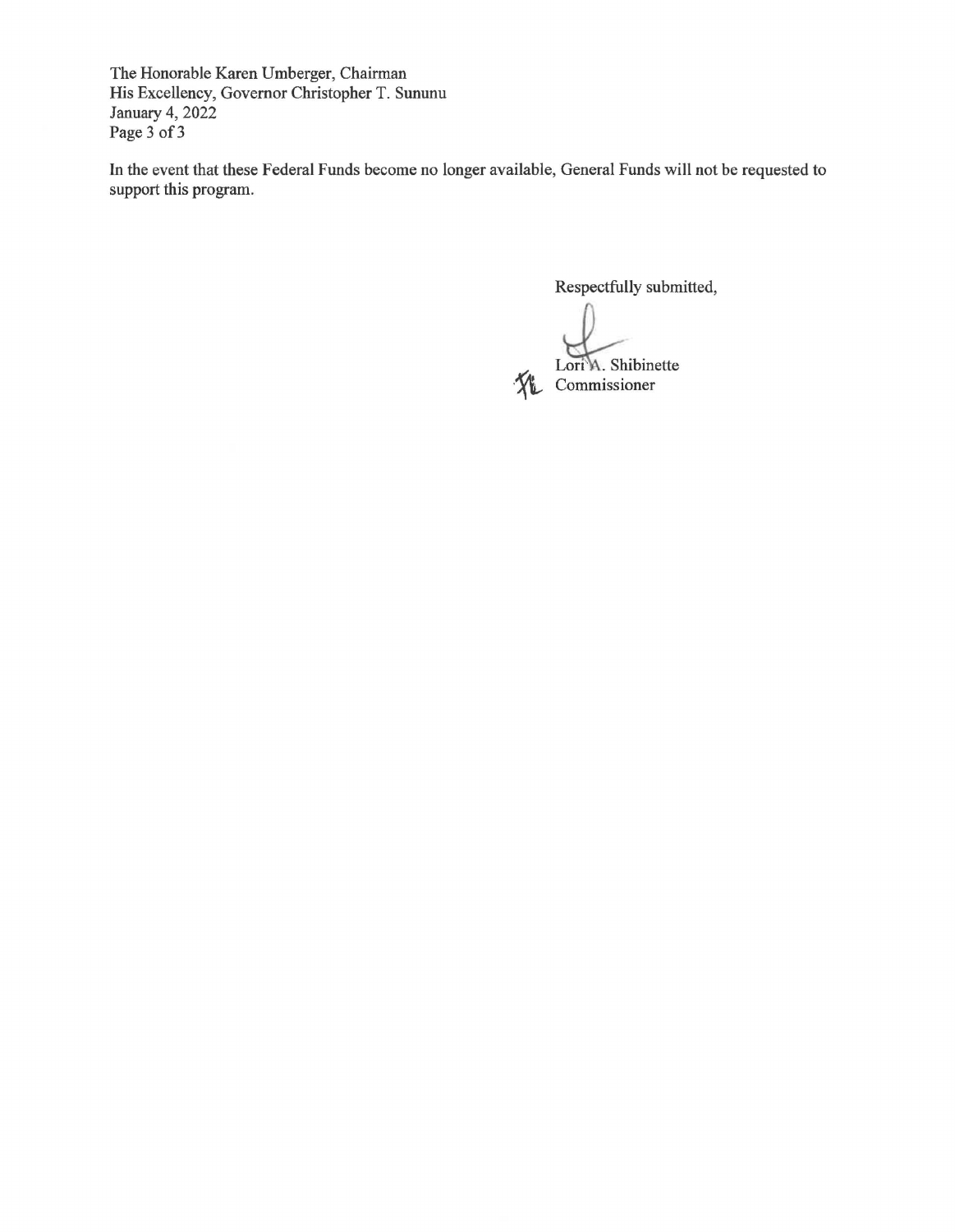The Honorable Karen Umberger, Chairman
His Excellency, Governor Christopher T. Sununu
January 4, 2022

In the event that these Federal Funds become no longer available, General Funds will not be requested to support this program.

Respectfully submitted,

Lori A. Shibinette
Commissioner